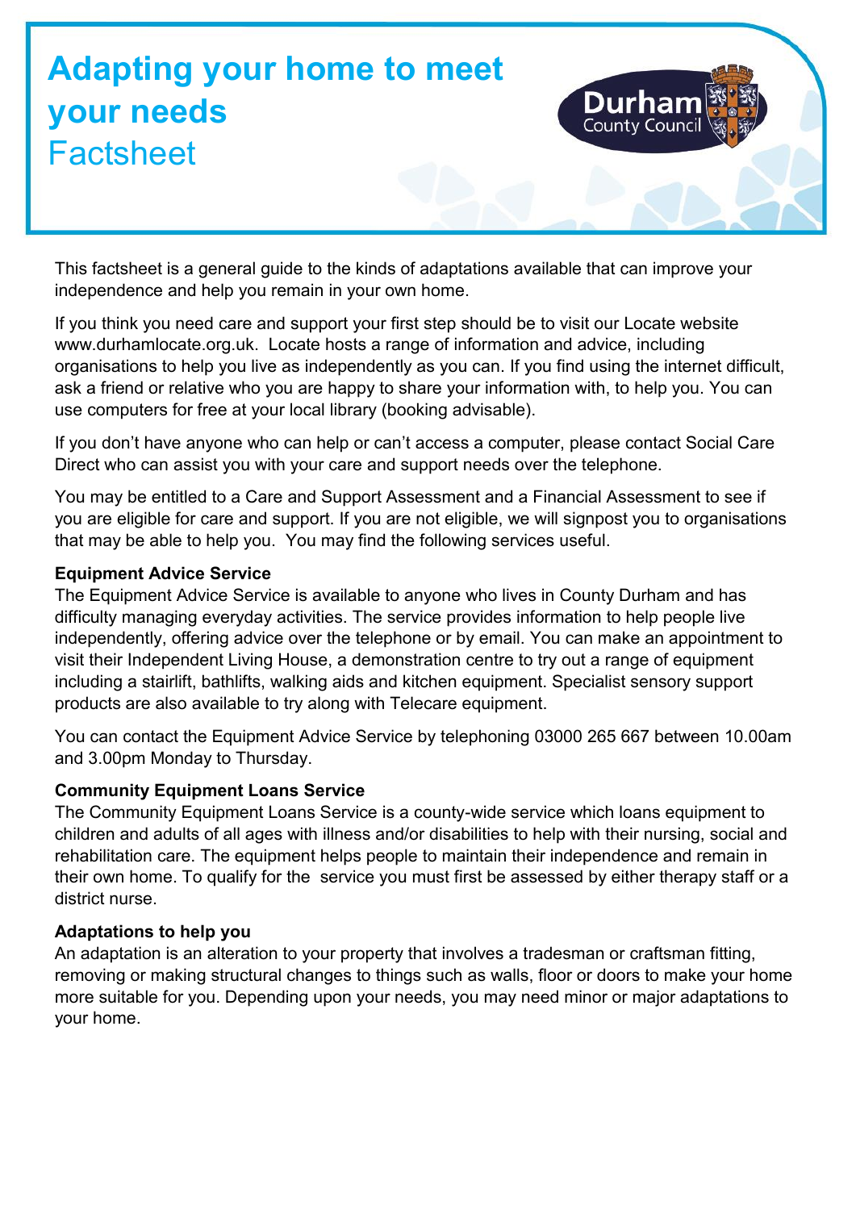# Adapting your home to meet your needs

## Factsheet

This factsheet is a general guide to the kinds of adaptations available that can improve your independence and help you remain in your own home.

If you think you need care and support your first step should be to visit our Locate website www.durhamlocate.org.uk. Locate hosts a range of information and advice, including organisations to help you live as independently as you can. If you find using the internet difficult, ask a friend or relative who you are happy to share your information with, to help you. You can use computers for free at your local library (booking advisable).

If you don't have anyone who can help or can't access a computer, please contact Social Care Direct who can assist you with your care and support needs over the telephone.

You may be entitled to a Care and Support Assessment and a Financial Assessment to see if you are eligible for care and support. If you are not eligible, we will signpost you to organisations that may be able to help you. You may find the following services useful.

**Equipment Advice Service**

The Equipment Advice Service is available to anyone who lives in County Durham and has difficulty managing everyday activities. The service provides information to help people live independently, offering advice over the telephone or by email. You can make an appointment to visit their Independent Living House, a demonstration centre to try out a range of equipment including a stairlift, bathlifts, walking aids and kitchen equipment. Specialist sensory support products are also available to try along with Telecare equipment.

You can contact the Equipment Advice Service by telephoning 03000 265 667 between 10.00am and 3.00pm Monday to Thursday.

**Community Equipment Loans Service**

The Community Equipment Loans Service is a county-wide service which loans equipment to children and adults of all ages with illness and/or disabilities to help with their nursing, social and rehabilitation care. The equipment helps people to maintain their independence and remain in their own home. To qualify for the service you must first be assessed by either therapy staff or a district nurse.

**Adaptations to help you**

An adaptation is an alteration to your property that involves a tradesman or craftsman fitting, removing or making structural changes to things such as walls, floor or doors to make your home more suitable for you. Depending upon your needs, you may need minor or major adaptations to your home.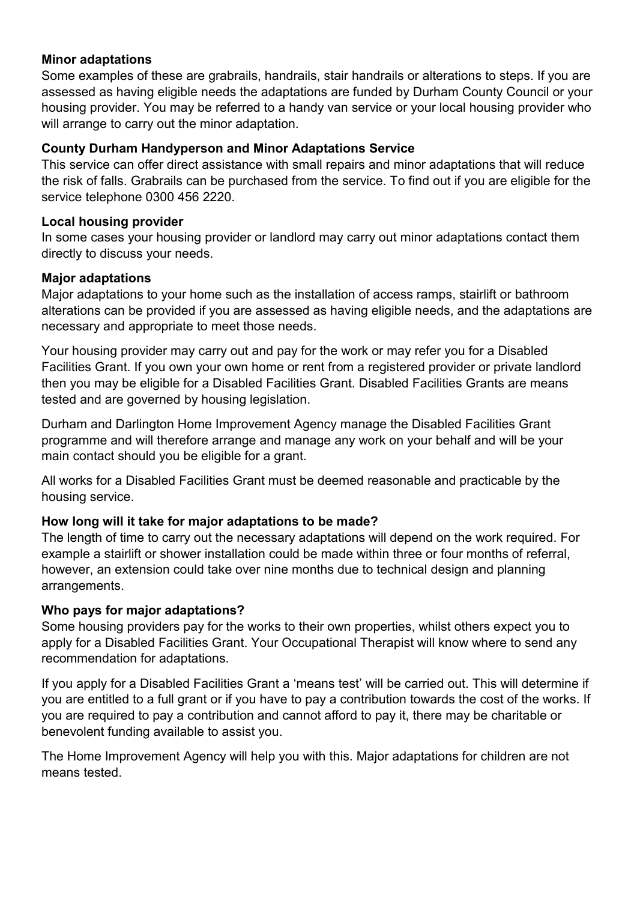**Minor adaptations**

Some examples of these are grabrails, handrails, stair handrails or alterations to steps. If you are assessed as having eligible needs the adaptations are funded by Durham County Council or your housing provider. You may be referred to a handy van service or your local housing provider who will arrange to carry out the minor adaptation.

**County Durham Handyperson and Minor Adaptations Service**

This service can offer direct assistance with small repairs and minor adaptations that will reduce the risk of falls. Grabrails can be purchased from the service. To find out if you are eligible for the service telephone 0300 456 2220.

**Local housing provider**

In some cases your housing provider or landlord may carry out minor adaptations contact them directly to discuss your needs.

**Major adaptations**

Major adaptations to your home such as the installation of access ramps, stairlift or bathroom alterations can be provided if you are assessed as having eligible needs, and the adaptations are necessary and appropriate to meet those needs.

Your housing provider may carry out and pay for the work or may refer you for a Disabled Facilities Grant. If you own your own home or rent from a registered provider or private landlord then you may be eligible for a Disabled Facilities Grant. Disabled Facilities Grants are means tested and are governed by housing legislation.

Durham and Darlington Home Improvement Agency manage the Disabled Facilities Grant programme and will therefore arrange and manage any work on your behalf and will be your main contact should you be eligible for a grant.

All works for a Disabled Facilities Grant must be deemed reasonable and practicable by the housing service.

**How long will it take for major adaptations to be made?**

The length of time to carry out the necessary adaptations will depend on the work required. For example a stairlift or shower installation could be made within three or four months of referral, however, an extension could take over nine months due to technical design and planning arrangements.

**Who pays for major adaptations?**

Some housing providers pay for the works to their own properties, whilst others expect you to apply for a Disabled Facilities Grant. Your Occupational Therapist will know where to send any recommendation for adaptations.

If you apply for a Disabled Facilities Grant a 'means test' will be carried out. This will determine if you are entitled to a full grant or if you have to pay a contribution towards the cost of the works. If you are required to pay a contribution and cannot afford to pay it, there may be charitable or benevolent funding available to assist you.

The Home Improvement Agency will help you with this. Major adaptations for children are not means tested.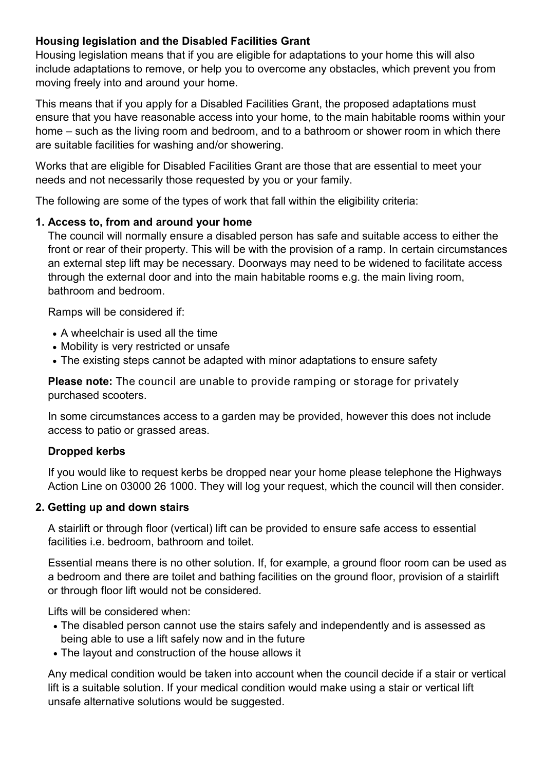## Housing legislation and the Disabled Facilities Grant

Housing legislation means that if you are eligible for adaptations to your home this will also include adaptations to remove, or help you to overcome any obstacles, which prevent you from moving freely into and around your home.

This means that if you apply for a Disabled Facilities Grant, the proposed adaptations must ensure that you have reasonable access into your home, to the main habitable rooms within your home – such as the living room and bedroom, and to a bathroom or shower room in which there are suitable facilities for washing and/or showering.

Works that are eligible for Disabled Facilities Grant are those that are essential to meet your needs and not necessarily those requested by you or your family.

The following are some of the types of work that fall within the eligibility criteria:

### 1. Access to, from and around your home

The council will normally ensure a disabled person has safe and suitable access to either the front or rear of their property. This will be with the provision of a ramp. In certain circumstances an external step lift may be necessary. Doorways may need to be widened to facilitate access through the external door and into the main habitable rooms e.g. the main living room, bathroom and bedroom.

Ramps will be considered if:

- A wheelchair is used all the time
- Mobility is very restricted or unsafe
- The existing steps cannot be adapted with minor adaptations to ensure safety

**Please note:** The council are unable to provide ramping or storage for privately purchased scooters.

In some circumstances access to a garden may be provided, however this does not include access to patio or grassed areas.

#### Dropped kerbs

If you would like to request kerbs be dropped near your home please telephone the Highways Action Line on 03000 26 1000. They will log your request, which the council will then consider.

### 2. Getting up and down stairs

A stairlift or through floor (vertical) lift can be provided to ensure safe access to essential facilities i.e. bedroom, bathroom and toilet.

Essential means there is no other solution. If, for example, a ground floor room can be used as a bedroom and there are toilet and bathing facilities on the ground floor, provision of a stairlift or through floor lift would not be considered.

Lifts will be considered when:

- The disabled person cannot use the stairs safely and independently and is assessed as being able to use a lift safely now and in the future
- The layout and construction of the house allows it

Any medical condition would be taken into account when the council decide if a stair or vertical lift is a suitable solution. If your medical condition would make using a stair or vertical lift unsafe alternative solutions would be suggested.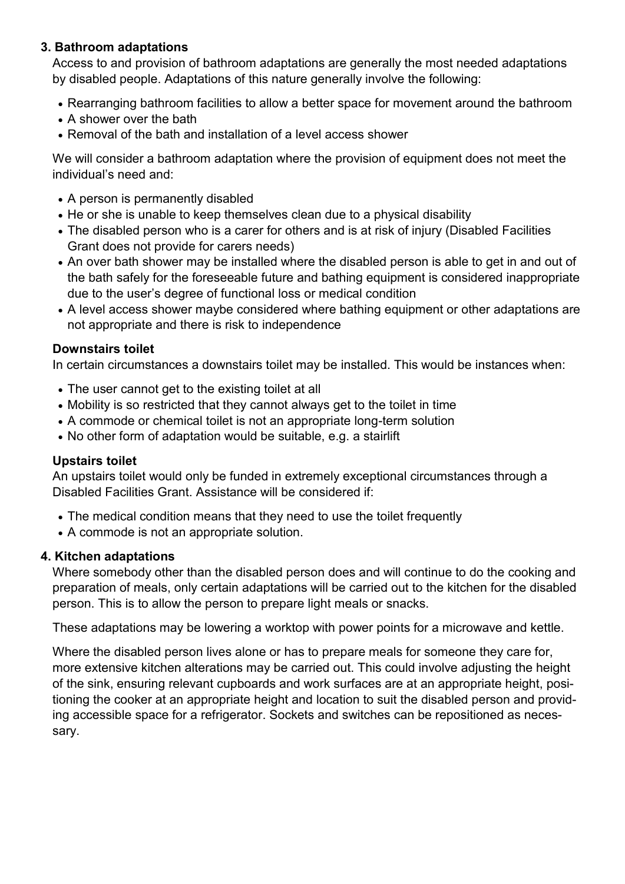## 3. Bathroom adaptations

Access to and provision of bathroom adaptations are generally the most needed adaptations by disabled people. Adaptations of this nature generally involve the following:

- Rearranging bathroom facilities to allow a better space for movement around the bathroom
- A shower over the bath
- Removal of the bath and installation of a level access shower

We will consider a bathroom adaptation where the provision of equipment does not meet the individual's need and:

- A person is permanently disabled
- He or she is unable to keep themselves clean due to a physical disability
- The disabled person who is a carer for others and is at risk of injury (Disabled Facilities Grant does not provide for carers needs)
- An over bath shower may be installed where the disabled person is able to get in and out of the bath safely for the foreseeable future and bathing equipment is considered inappropriate due to the user's degree of functional loss or medical condition
- A level access shower maybe considered where bathing equipment or other adaptations are not appropriate and there is risk to independence

### Downstairs toilet

In certain circumstances a downstairs toilet may be installed. This would be instances when:

- The user cannot get to the existing toilet at all
- Mobility is so restricted that they cannot always get to the toilet in time
- A commode or chemical toilet is not an appropriate long-term solution
- No other form of adaptation would be suitable, e.g. a stairlift

### Upstairs toilet

An upstairs toilet would only be funded in extremely exceptional circumstances through a Disabled Facilities Grant. Assistance will be considered if:

- The medical condition means that they need to use the toilet frequently
- A commode is not an appropriate solution.

## 4. Kitchen adaptations

Where somebody other than the disabled person does and will continue to do the cooking and preparation of meals, only certain adaptations will be carried out to the kitchen for the disabled person. This is to allow the person to prepare light meals or snacks.

These adaptations may be lowering a worktop with power points for a microwave and kettle.

Where the disabled person lives alone or has to prepare meals for someone they care for, more extensive kitchen alterations may be carried out. This could involve adjusting the height of the sink, ensuring relevant cupboards and work surfaces are at an appropriate height, positioning the cooker at an appropriate height and location to suit the disabled person and providing accessible space for a refrigerator. Sockets and switches can be repositioned as necessary.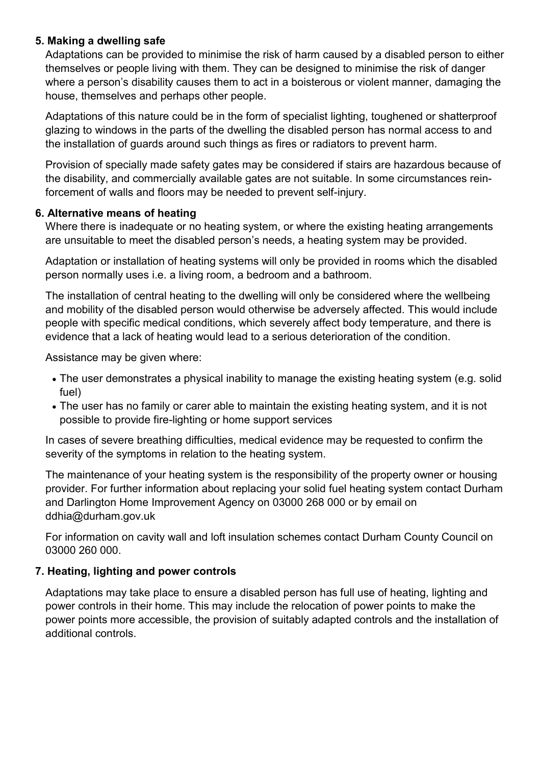### 5. Making a dwelling safe

Adaptations can be provided to minimise the risk of harm caused by a disabled person to either themselves or people living with them. They can be designed to minimise the risk of danger where a person's disability causes them to act in a boisterous or violent manner, damaging the house, themselves and perhaps other people.

Adaptations of this nature could be in the form of specialist lighting, toughened or shatterproof glazing to windows in the parts of the dwelling the disabled person has normal access to and the installation of guards around such things as fires or radiators to prevent harm.

Provision of specially made safety gates may be considered if stairs are hazardous because of the disability, and commercially available gates are not suitable. In some circumstances reinforcement of walls and floors may be needed to prevent self-injury.

### 6. Alternative means of heating

Where there is inadequate or no heating system, or where the existing heating arrangements are unsuitable to meet the disabled person's needs, a heating system may be provided.

Adaptation or installation of heating systems will only be provided in rooms which the disabled person normally uses i.e. a living room, a bedroom and a bathroom.

The installation of central heating to the dwelling will only be considered where the wellbeing and mobility of the disabled person would otherwise be adversely affected. This would include people with specific medical conditions, which severely affect body temperature, and there is evidence that a lack of heating would lead to a serious deterioration of the condition.

Assistance may be given where:

- The user demonstrates a physical inability to manage the existing heating system (e.g. solid fuel)
- The user has no family or carer able to maintain the existing heating system, and it is not possible to provide fire-lighting or home support services

In cases of severe breathing difficulties, medical evidence may be requested to confirm the severity of the symptoms in relation to the heating system.

The maintenance of your heating system is the responsibility of the property owner or housing provider. For further information about replacing your solid fuel heating system contact Durham and Darlington Home Improvement Agency on 03000 268 000 or by email on ddhia@durham.gov.uk

For information on cavity wall and loft insulation schemes contact Durham County Council on 03000 260 000.

### 7. Heating, lighting and power controls

Adaptations may take place to ensure a disabled person has full use of heating, lighting and power controls in their home. This may include the relocation of power points to make the power points more accessible, the provision of suitably adapted controls and the installation of additional controls.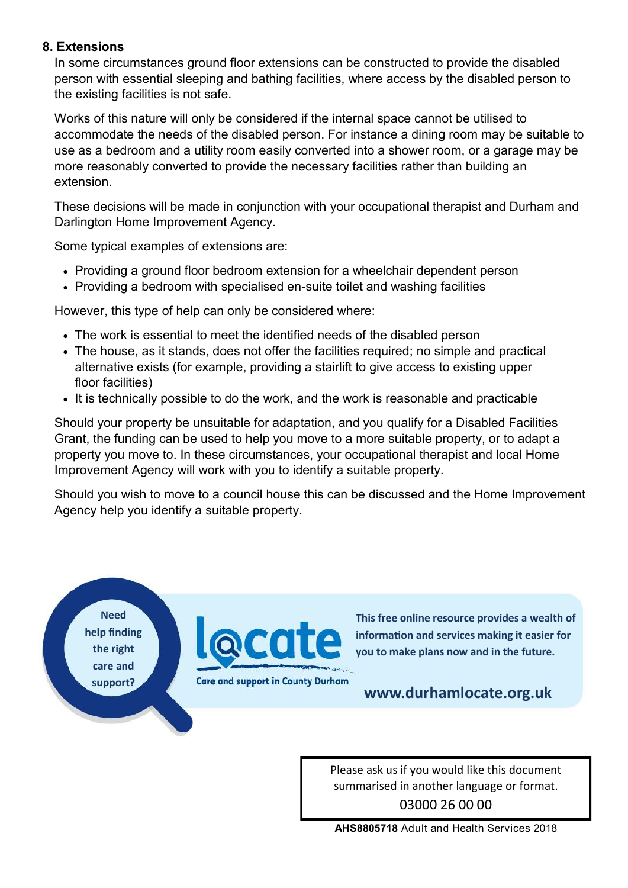## 8. Extensions

In some circumstances ground floor extensions can be constructed to provide the disabled person with essential sleeping and bathing facilities, where access by the disabled person to the existing facilities is not safe.

Works of this nature will only be considered if the internal space cannot be utilised to accommodate the needs of the disabled person. For instance a dining room may be suitable to use as a bedroom and a utility room easily converted into a shower room, or a garage may be more reasonably converted to provide the necessary facilities rather than building an extension.

These decisions will be made in conjunction with your occupational therapist and Durham and Darlington Home Improvement Agency.

Some typical examples of extensions are:

- Providing a ground floor bedroom extension for a wheelchair dependent person
- Providing a bedroom with specialised en-suite toilet and washing facilities

However, this type of help can only be considered where:

- The work is essential to meet the identified needs of the disabled person
- The house, as it stands, does not offer the facilities required; no simple and practical alternative exists (for example, providing a stairlift to give access to existing upper floor facilities)
- It is technically possible to do the work, and the work is reasonable and practicable

Should your property be unsuitable for adaptation, and you qualify for a Disabled Facilities Grant, the funding can be used to help you move to a more suitable property, or to adapt a property you move to. In these circumstances, your occupational therapist and local Home Improvement Agency will work with you to identify a suitable property.

Should you wish to move to a council house this can be discussed and the Home Improvement Agency help you identify a suitable property.

Need help finding the right care and support?

locate

Care and support in County Durham

This free online resource provides a wealth of information and services making it easier for you to make plans now and in the future.

www.durhamlocate.org.uk

Please ask us if you would like this document summarised in another language or format.

03000 26 00 00

**AHS8805718** Adult and Health Services 2018